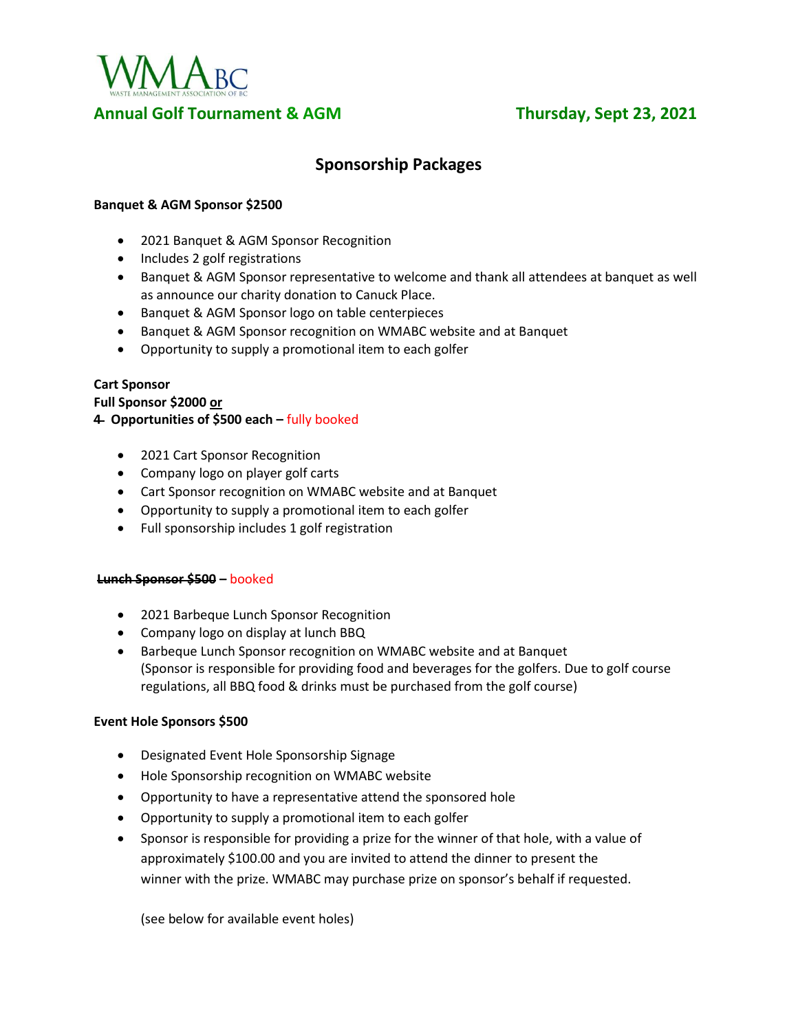WMABC
WASTE MANAGEMENT ASSOCIATION OF BC

**Annual Golf Tournament & AGM** **Thursday, Sept 23, 2021**

## Sponsorship Packages

**Banquet & AGM Sponsor $2500**

- 2021 Banquet & AGM Sponsor Recognition
- Includes 2 golf registrations
- Banquet & AGM Sponsor representative to welcome and thank all attendees at banquet as well as announce our charity donation to Canuck Place.
- Banquet & AGM Sponsor logo on table centerpieces
- Banquet & AGM Sponsor recognition on WMABC website and at Banquet
- Opportunity to supply a promotional item to each golfer

**Cart Sponsor**
**Full Sponsor $2000 <u>or</u>**
**~~4~~ Opportunities of $500 each –** fully booked

- 2021 Cart Sponsor Recognition
- Company logo on player golf carts
- Cart Sponsor recognition on WMABC website and at Banquet
- Opportunity to supply a promotional item to each golfer
- Full sponsorship includes 1 golf registration

**~~Lunch Sponsor $500~~ –** booked

- 2021 Barbeque Lunch Sponsor Recognition
- Company logo on display at lunch BBQ
- Barbeque Lunch Sponsor recognition on WMABC website and at Banquet
  (Sponsor is responsible for providing food and beverages for the golfers. Due to golf course regulations, all BBQ food & drinks must be purchased from the golf course)

**Event Hole Sponsors $500**

- Designated Event Hole Sponsorship Signage
- Hole Sponsorship recognition on WMABC website
- Opportunity to have a representative attend the sponsored hole
- Opportunity to supply a promotional item to each golfer
- Sponsor is responsible for providing a prize for the winner of that hole, with a value of approximately $100.00 and you are invited to attend the dinner to present the winner with the prize. WMABC may purchase prize on sponsor's behalf if requested.

  (see below for available event holes)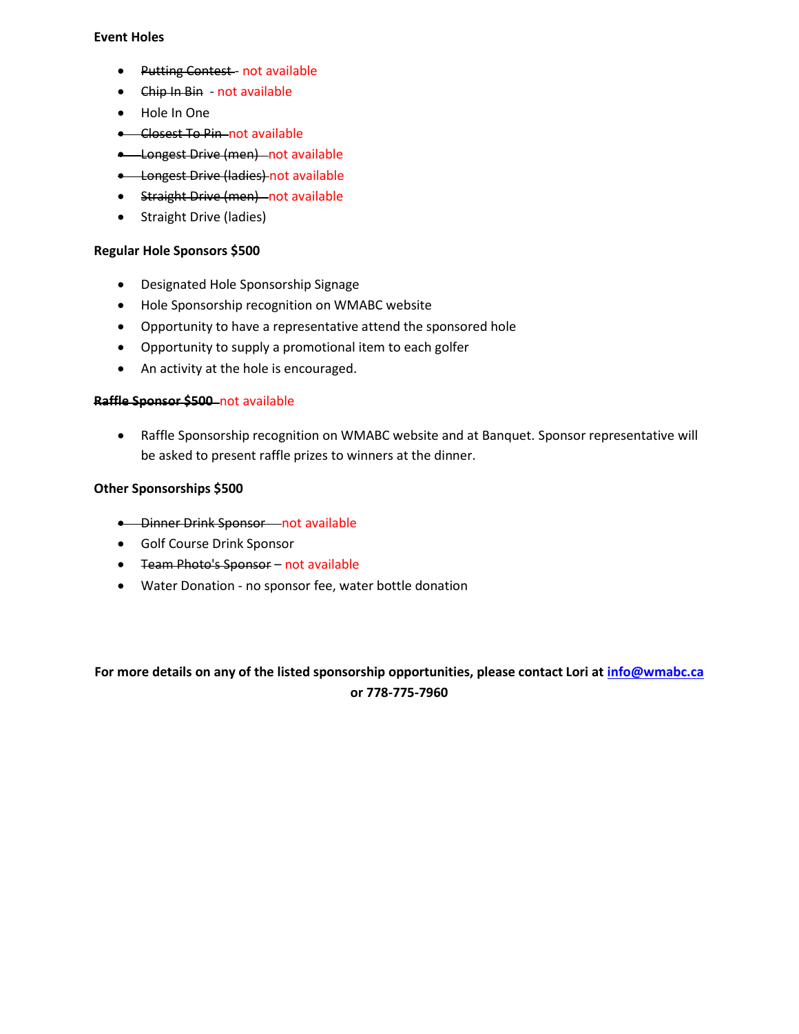**Event Holes**

- ~~Putting Contest~~ - not available
- ~~Chip In Bin~~ - not available
- Hole In One
- ~~Closest To Pin~~ not available
- ~~Longest Drive (men)~~ not available
- ~~Longest Drive (ladies)~~ not available
- ~~Straight Drive (men)~~ not available
- Straight Drive (ladies)

**Regular Hole Sponsors $500**

- Designated Hole Sponsorship Signage
- Hole Sponsorship recognition on WMABC website
- Opportunity to have a representative attend the sponsored hole
- Opportunity to supply a promotional item to each golfer
- An activity at the hole is encouraged.

**~~Raffle Sponsor $500~~** not available

- Raffle Sponsorship recognition on WMABC website and at Banquet. Sponsor representative will be asked to present raffle prizes to winners at the dinner.

**Other Sponsorships $500**

- ~~Dinner Drink Sponsor~~ not available
- Golf Course Drink Sponsor
- ~~Team Photo's Sponsor~~ – not available
- Water Donation - no sponsor fee, water bottle donation

**For more details on any of the listed sponsorship opportunities, please contact Lori at [info@wmabc.ca](mailto:info@wmabc.ca) or 778-775-7960**